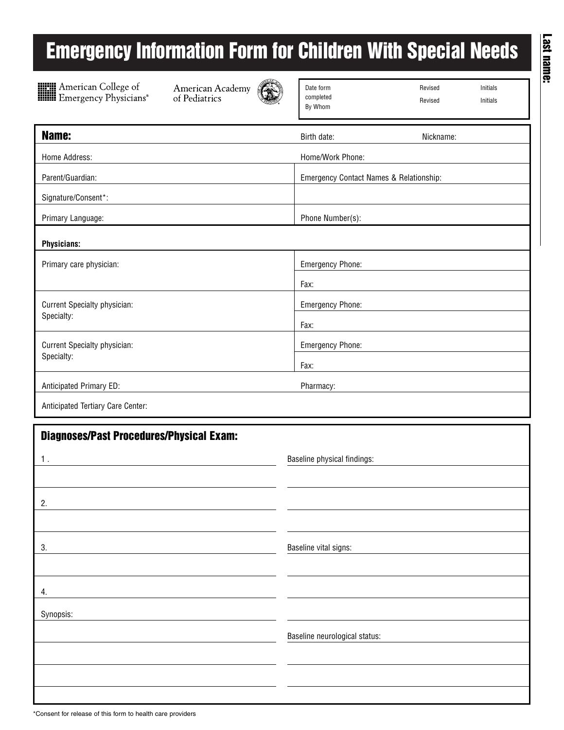# Emergency Information Form for Children With Special Needs

**Last name:**

American College of Emergency Physicians®

American Academy of Pediatrics

| Date form completed | Revised | Initials |
|---|---|---|
| By Whom | Revised | Initials |

| | |
|---|---|
| **Name:** | Birth date: Nickname: |
| Home Address: | Home/Work Phone: |
| Parent/Guardian: | Emergency Contact Names & Relationship: |
| Signature/Consent*: | |
| Primary Language: | Phone Number(s): |

**Physicians:**

| | |
|---|---|
| Primary care physician: | Emergency Phone: |
| | Fax: |
| Current Specialty physician: Specialty: | Emergency Phone: |
| | Fax: |
| Current Specialty physician: Specialty: | Emergency Phone: |
| | Fax: |
| Anticipated Primary ED: | Pharmacy: |
| Anticipated Tertiary Care Center: | |

## Diagnoses/Past Procedures/Physical Exam:

| | |
|---|---|
| 1. | Baseline physical findings: |
| | |
| 2. | |
| | |
| 3. | Baseline vital signs: |
| | |
| 4. | |
| Synopsis: | |
| | Baseline neurological status: |
| | |
| | |

*Consent for release of this form to health care providers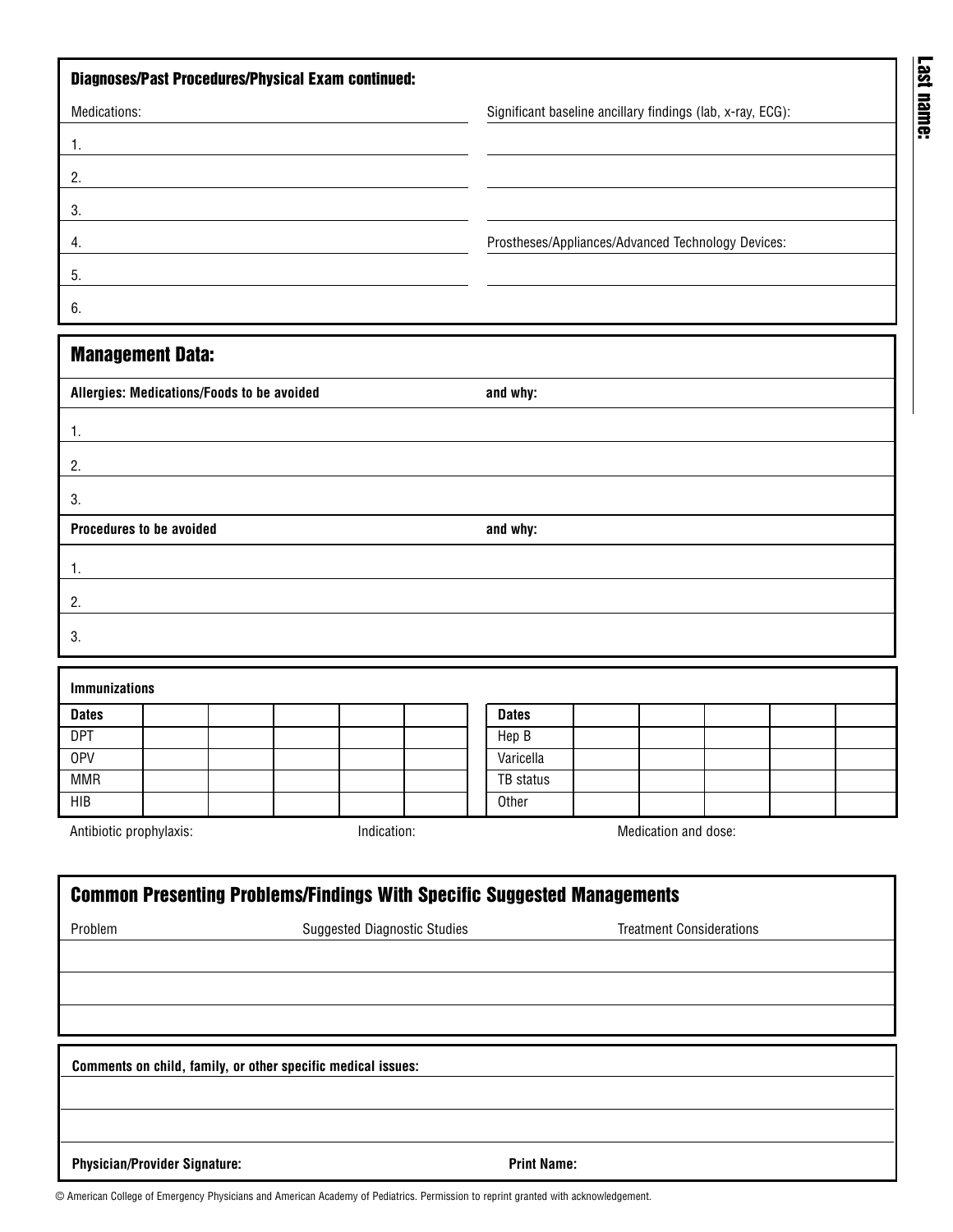**Last name:**

### Diagnoses/Past Procedures/Physical Exam continued:

Medications:

1.

2.

3.

4.

5.

6.

Significant baseline ancillary findings (lab, x-ray, ECG):

Prostheses/Appliances/Advanced Technology Devices:

## Management Data:

| Allergies: Medications/Foods to be avoided | and why: |
| --- | --- |
| 1. | |
| 2. | |
| 3. | |

| Procedures to be avoided | and why: |
| --- | --- |
| 1. | |
| 2. | |
| 3. | |

**Immunizations**

| Dates | | | | | |
| --- | --- | --- | --- | --- | --- |
| DPT | | | | | |
| OPV | | | | | |
| MMR | | | | | |
| HIB | | | | | |

| Dates | | | | | |
| --- | --- | --- | --- | --- | --- |
| Hep B | | | | | |
| Varicella | | | | | |
| TB status | | | | | |
| Other | | | | | |

Antibiotic prophylaxis: Indication: Medication and dose:

## Common Presenting Problems/Findings With Specific Suggested Managements

| Problem | Suggested Diagnostic Studies | Treatment Considerations |
| --- | --- | --- |
| | | |
| | | |
| | | |

**Comments on child, family, or other specific medical issues:**

**Physician/Provider Signature:** **Print Name:**

© American College of Emergency Physicians and American Academy of Pediatrics. Permission to reprint granted with acknowledgement.